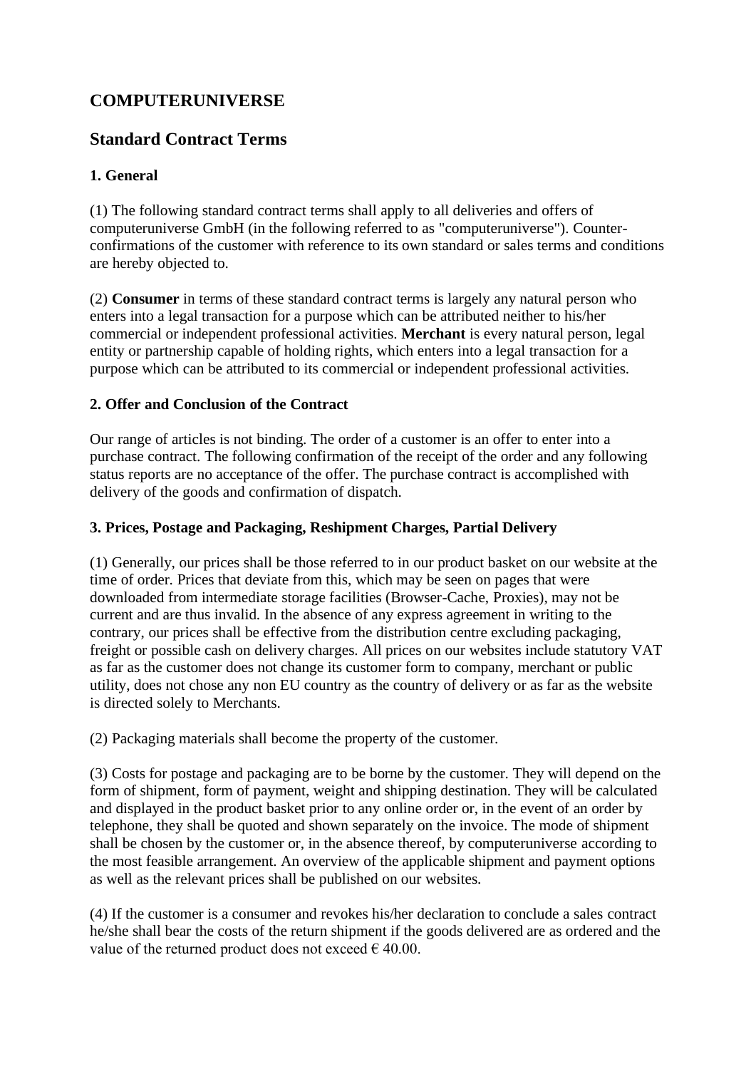# COMPUTERUNIVERSE

## Standard Contract Terms

### 1. General

(1) The following standard contract terms shall apply to all deliveries and offers of computeruniverse GmbH (in the following referred to as "computeruniverse"). Counter-confirmations of the customer with reference to its own standard or sales terms and conditions are hereby objected to.

(2) **Consumer** in terms of these standard contract terms is largely any natural person who enters into a legal transaction for a purpose which can be attributed neither to his/her commercial or independent professional activities. **Merchant** is every natural person, legal entity or partnership capable of holding rights, which enters into a legal transaction for a purpose which can be attributed to its commercial or independent professional activities.

### 2. Offer and Conclusion of the Contract

Our range of articles is not binding. The order of a customer is an offer to enter into a purchase contract. The following confirmation of the receipt of the order and any following status reports are no acceptance of the offer. The purchase contract is accomplished with delivery of the goods and confirmation of dispatch.

### 3. Prices, Postage and Packaging, Reshipment Charges, Partial Delivery

(1) Generally, our prices shall be those referred to in our product basket on our website at the time of order. Prices that deviate from this, which may be seen on pages that were downloaded from intermediate storage facilities (Browser-Cache, Proxies), may not be current and are thus invalid. In the absence of any express agreement in writing to the contrary, our prices shall be effective from the distribution centre excluding packaging, freight or possible cash on delivery charges. All prices on our websites include statutory VAT as far as the customer does not change its customer form to company, merchant or public utility, does not chose any non EU country as the country of delivery or as far as the website is directed solely to Merchants.

(2) Packaging materials shall become the property of the customer.

(3) Costs for postage and packaging are to be borne by the customer. They will depend on the form of shipment, form of payment, weight and shipping destination. They will be calculated and displayed in the product basket prior to any online order or, in the event of an order by telephone, they shall be quoted and shown separately on the invoice. The mode of shipment shall be chosen by the customer or, in the absence thereof, by computeruniverse according to the most feasible arrangement. An overview of the applicable shipment and payment options as well as the relevant prices shall be published on our websites.

(4) If the customer is a consumer and revokes his/her declaration to conclude a sales contract he/she shall bear the costs of the return shipment if the goods delivered are as ordered and the value of the returned product does not exceed € 40.00.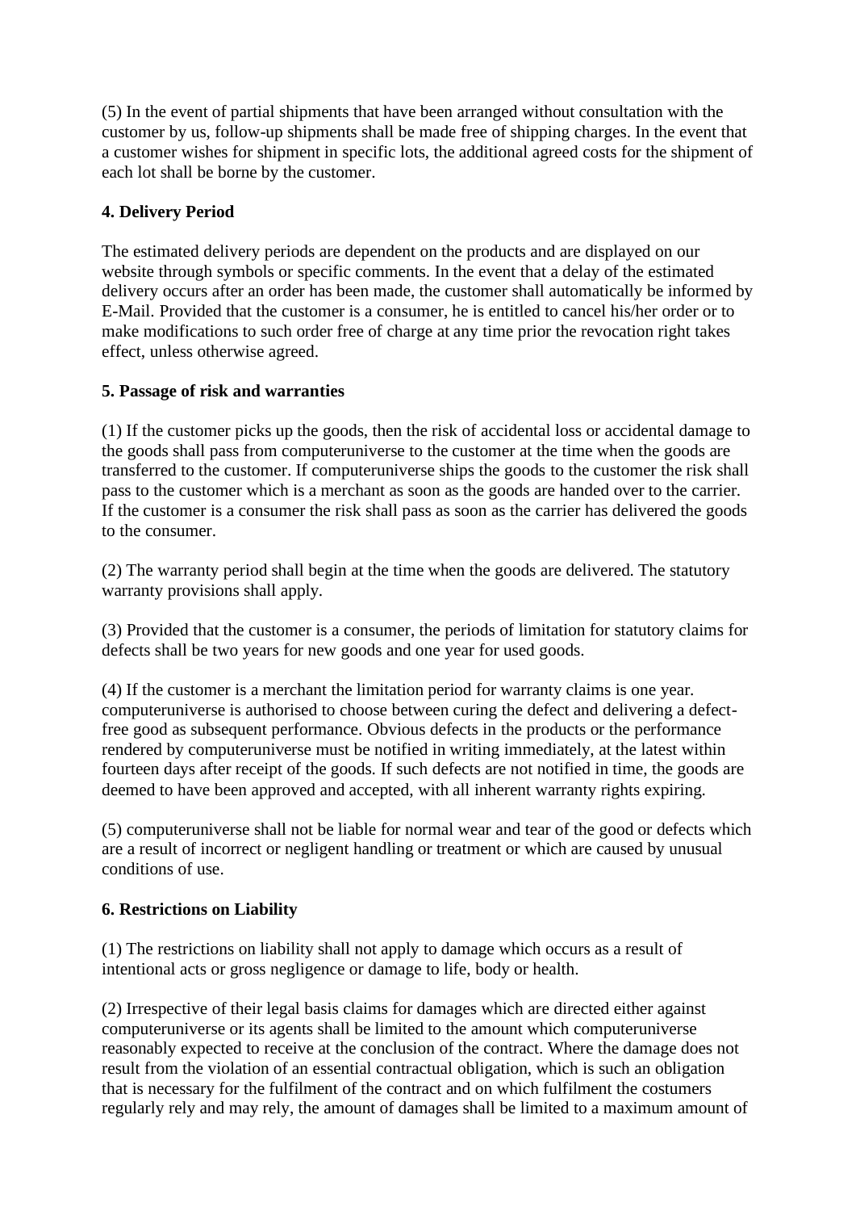(5) In the event of partial shipments that have been arranged without consultation with the customer by us, follow-up shipments shall be made free of shipping charges. In the event that a customer wishes for shipment in specific lots, the additional agreed costs for the shipment of each lot shall be borne by the customer.

**4. Delivery Period**

The estimated delivery periods are dependent on the products and are displayed on our website through symbols or specific comments. In the event that a delay of the estimated delivery occurs after an order has been made, the customer shall automatically be informed by E-Mail. Provided that the customer is a consumer, he is entitled to cancel his/her order or to make modifications to such order free of charge at any time prior the revocation right takes effect, unless otherwise agreed.

**5. Passage of risk and warranties**

(1) If the customer picks up the goods, then the risk of accidental loss or accidental damage to the goods shall pass from computeruniverse to the customer at the time when the goods are transferred to the customer. If computeruniverse ships the goods to the customer the risk shall pass to the customer which is a merchant as soon as the goods are handed over to the carrier. If the customer is a consumer the risk shall pass as soon as the carrier has delivered the goods to the consumer.

(2) The warranty period shall begin at the time when the goods are delivered. The statutory warranty provisions shall apply.

(3) Provided that the customer is a consumer, the periods of limitation for statutory claims for defects shall be two years for new goods and one year for used goods.

(4) If the customer is a merchant the limitation period for warranty claims is one year. computeruniverse is authorised to choose between curing the defect and delivering a defect-free good as subsequent performance. Obvious defects in the products or the performance rendered by computeruniverse must be notified in writing immediately, at the latest within fourteen days after receipt of the goods. If such defects are not notified in time, the goods are deemed to have been approved and accepted, with all inherent warranty rights expiring.

(5) computeruniverse shall not be liable for normal wear and tear of the good or defects which are a result of incorrect or negligent handling or treatment or which are caused by unusual conditions of use.

**6. Restrictions on Liability**

(1) The restrictions on liability shall not apply to damage which occurs as a result of intentional acts or gross negligence or damage to life, body or health.

(2) Irrespective of their legal basis claims for damages which are directed either against computeruniverse or its agents shall be limited to the amount which computeruniverse reasonably expected to receive at the conclusion of the contract. Where the damage does not result from the violation of an essential contractual obligation, which is such an obligation that is necessary for the fulfilment of the contract and on which fulfilment the costumers regularly rely and may rely, the amount of damages shall be limited to a maximum amount of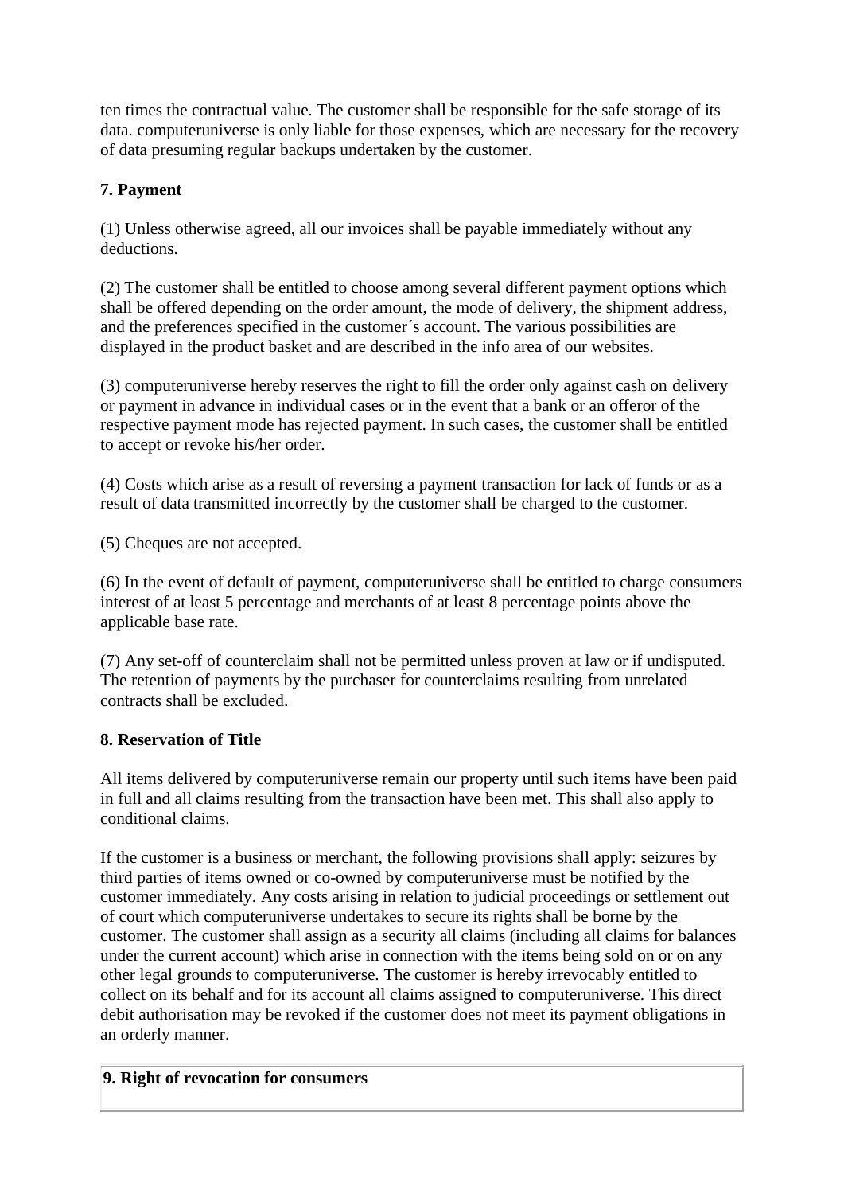ten times the contractual value. The customer shall be responsible for the safe storage of its data. computeruniverse is only liable for those expenses, which are necessary for the recovery of data presuming regular backups undertaken by the customer.

**7. Payment**

(1) Unless otherwise agreed, all our invoices shall be payable immediately without any deductions.

(2) The customer shall be entitled to choose among several different payment options which shall be offered depending on the order amount, the mode of delivery, the shipment address, and the preferences specified in the customer´s account. The various possibilities are displayed in the product basket and are described in the info area of our websites.

(3) computeruniverse hereby reserves the right to fill the order only against cash on delivery or payment in advance in individual cases or in the event that a bank or an offeror of the respective payment mode has rejected payment. In such cases, the customer shall be entitled to accept or revoke his/her order.

(4) Costs which arise as a result of reversing a payment transaction for lack of funds or as a result of data transmitted incorrectly by the customer shall be charged to the customer.

(5) Cheques are not accepted.

(6) In the event of default of payment, computeruniverse shall be entitled to charge consumers interest of at least 5 percentage and merchants of at least 8 percentage points above the applicable base rate.

(7) Any set-off of counterclaim shall not be permitted unless proven at law or if undisputed. The retention of payments by the purchaser for counterclaims resulting from unrelated contracts shall be excluded.

**8. Reservation of Title**

All items delivered by computeruniverse remain our property until such items have been paid in full and all claims resulting from the transaction have been met. This shall also apply to conditional claims.

If the customer is a business or merchant, the following provisions shall apply: seizures by third parties of items owned or co-owned by computeruniverse must be notified by the customer immediately. Any costs arising in relation to judicial proceedings or settlement out of court which computeruniverse undertakes to secure its rights shall be borne by the customer. The customer shall assign as a security all claims (including all claims for balances under the current account) which arise in connection with the items being sold on or on any other legal grounds to computeruniverse. The customer is hereby irrevocably entitled to collect on its behalf and for its account all claims assigned to computeruniverse. This direct debit authorisation may be revoked if the customer does not meet its payment obligations in an orderly manner.

**9. Right of revocation for consumers**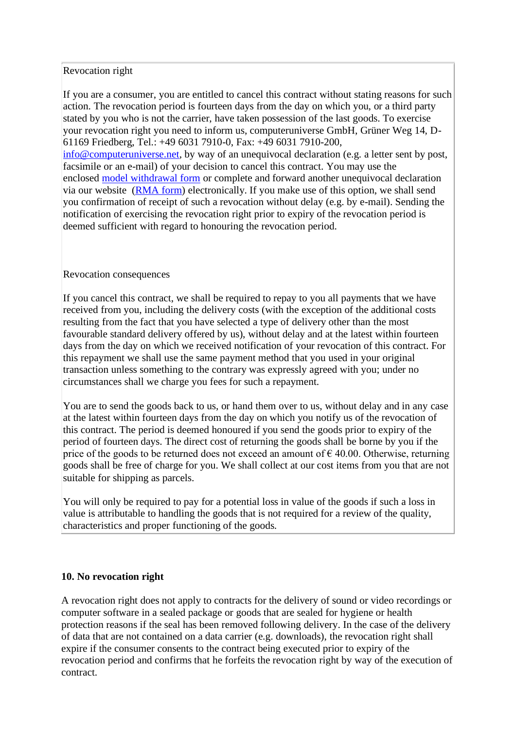Revocation right

If you are a consumer, you are entitled to cancel this contract without stating reasons for such action. The revocation period is fourteen days from the day on which you, or a third party stated by you who is not the carrier, have taken possession of the last goods. To exercise your revocation right you need to inform us, computeruniverse GmbH, Grüner Weg 14, D-61169 Friedberg, Tel.: +49 6031 7910-0, Fax: +49 6031 7910-200, info@computeruniverse.net, by way of an unequivocal declaration (e.g. a letter sent by post, facsimile or an e-mail) of your decision to cancel this contract. You may use the enclosed model withdrawal form or complete and forward another unequivocal declaration via our website (RMA form) electronically. If you make use of this option, we shall send you confirmation of receipt of such a revocation without delay (e.g. by e-mail). Sending the notification of exercising the revocation right prior to expiry of the revocation period is deemed sufficient with regard to honouring the revocation period.

Revocation consequences

If you cancel this contract, we shall be required to repay to you all payments that we have received from you, including the delivery costs (with the exception of the additional costs resulting from the fact that you have selected a type of delivery other than the most favourable standard delivery offered by us), without delay and at the latest within fourteen days from the day on which we received notification of your revocation of this contract. For this repayment we shall use the same payment method that you used in your original transaction unless something to the contrary was expressly agreed with you; under no circumstances shall we charge you fees for such a repayment.

You are to send the goods back to us, or hand them over to us, without delay and in any case at the latest within fourteen days from the day on which you notify us of the revocation of this contract. The period is deemed honoured if you send the goods prior to expiry of the period of fourteen days. The direct cost of returning the goods shall be borne by you if the price of the goods to be returned does not exceed an amount of € 40.00. Otherwise, returning goods shall be free of charge for you. We shall collect at our cost items from you that are not suitable for shipping as parcels.

You will only be required to pay for a potential loss in value of the goods if such a loss in value is attributable to handling the goods that is not required for a review of the quality, characteristics and proper functioning of the goods.

**10. No revocation right**

A revocation right does not apply to contracts for the delivery of sound or video recordings or computer software in a sealed package or goods that are sealed for hygiene or health protection reasons if the seal has been removed following delivery. In the case of the delivery of data that are not contained on a data carrier (e.g. downloads), the revocation right shall expire if the consumer consents to the contract being executed prior to expiry of the revocation period and confirms that he forfeits the revocation right by way of the execution of contract.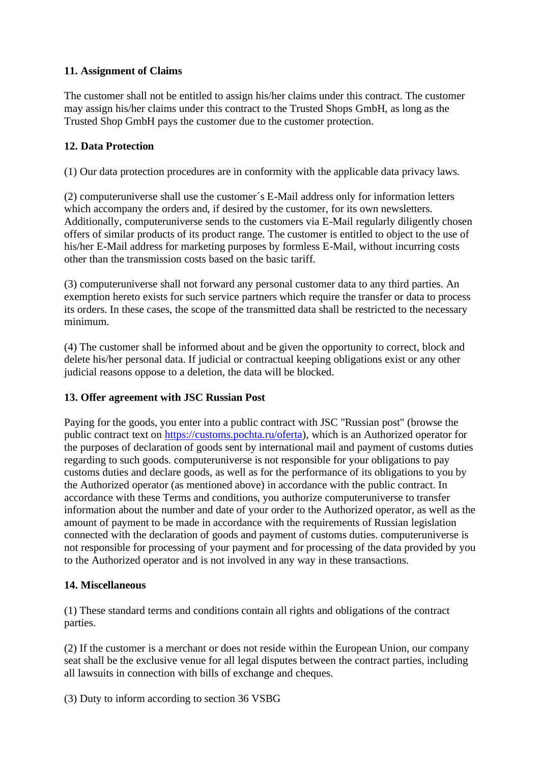**11. Assignment of Claims**

The customer shall not be entitled to assign his/her claims under this contract. The customer may assign his/her claims under this contract to the Trusted Shops GmbH, as long as the Trusted Shop GmbH pays the customer due to the customer protection.

**12. Data Protection**

(1) Our data protection procedures are in conformity with the applicable data privacy laws.

(2) computeruniverse shall use the customer´s E-Mail address only for information letters which accompany the orders and, if desired by the customer, for its own newsletters. Additionally, computeruniverse sends to the customers via E-Mail regularly diligently chosen offers of similar products of its product range. The customer is entitled to object to the use of his/her E-Mail address for marketing purposes by formless E-Mail, without incurring costs other than the transmission costs based on the basic tariff.

(3) computeruniverse shall not forward any personal customer data to any third parties. An exemption hereto exists for such service partners which require the transfer or data to process its orders. In these cases, the scope of the transmitted data shall be restricted to the necessary minimum.

(4) The customer shall be informed about and be given the opportunity to correct, block and delete his/her personal data. If judicial or contractual keeping obligations exist or any other judicial reasons oppose to a deletion, the data will be blocked.

**13. Offer agreement with JSC Russian Post**

Paying for the goods, you enter into a public contract with JSC "Russian post" (browse the public contract text on [https://customs.pochta.ru/oferta](https://customs.pochta.ru/oferta)), which is an Authorized operator for the purposes of declaration of goods sent by international mail and payment of customs duties regarding to such goods. computeruniverse is not responsible for your obligations to pay customs duties and declare goods, as well as for the performance of its obligations to you by the Authorized operator (as mentioned above) in accordance with the public contract. In accordance with these Terms and conditions, you authorize computeruniverse to transfer information about the number and date of your order to the Authorized operator, as well as the amount of payment to be made in accordance with the requirements of Russian legislation connected with the declaration of goods and payment of customs duties. computeruniverse is not responsible for processing of your payment and for processing of the data provided by you to the Authorized operator and is not involved in any way in these transactions.

**14. Miscellaneous**

(1) These standard terms and conditions contain all rights and obligations of the contract parties.

(2) If the customer is a merchant or does not reside within the European Union, our company seat shall be the exclusive venue for all legal disputes between the contract parties, including all lawsuits in connection with bills of exchange and cheques.

(3) Duty to inform according to section 36 VSBG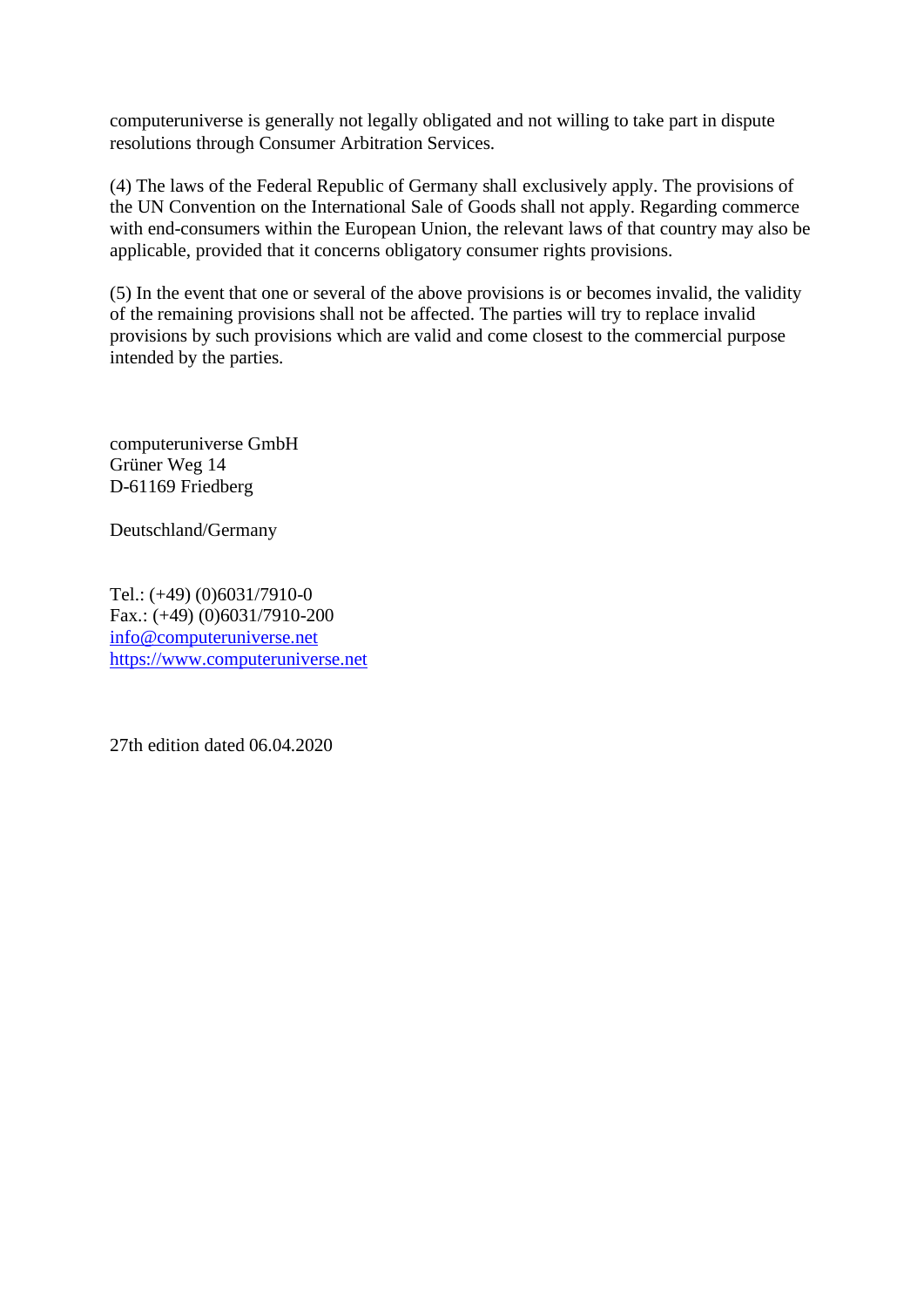computeruniverse is generally not legally obligated and not willing to take part in dispute resolutions through Consumer Arbitration Services.

(4) The laws of the Federal Republic of Germany shall exclusively apply. The provisions of the UN Convention on the International Sale of Goods shall not apply. Regarding commerce with end-consumers within the European Union, the relevant laws of that country may also be applicable, provided that it concerns obligatory consumer rights provisions.

(5) In the event that one or several of the above provisions is or becomes invalid, the validity of the remaining provisions shall not be affected. The parties will try to replace invalid provisions by such provisions which are valid and come closest to the commercial purpose intended by the parties.

computeruniverse GmbH  
Grüner Weg 14  
D-61169 Friedberg

Deutschland/Germany

Tel.: (+49) (0)6031/7910-0  
Fax.: (+49) (0)6031/7910-200  
[info@computeruniverse.net](mailto:info@computeruniverse.net)  
[https://www.computeruniverse.net](https://www.computeruniverse.net)

27th edition dated 06.04.2020